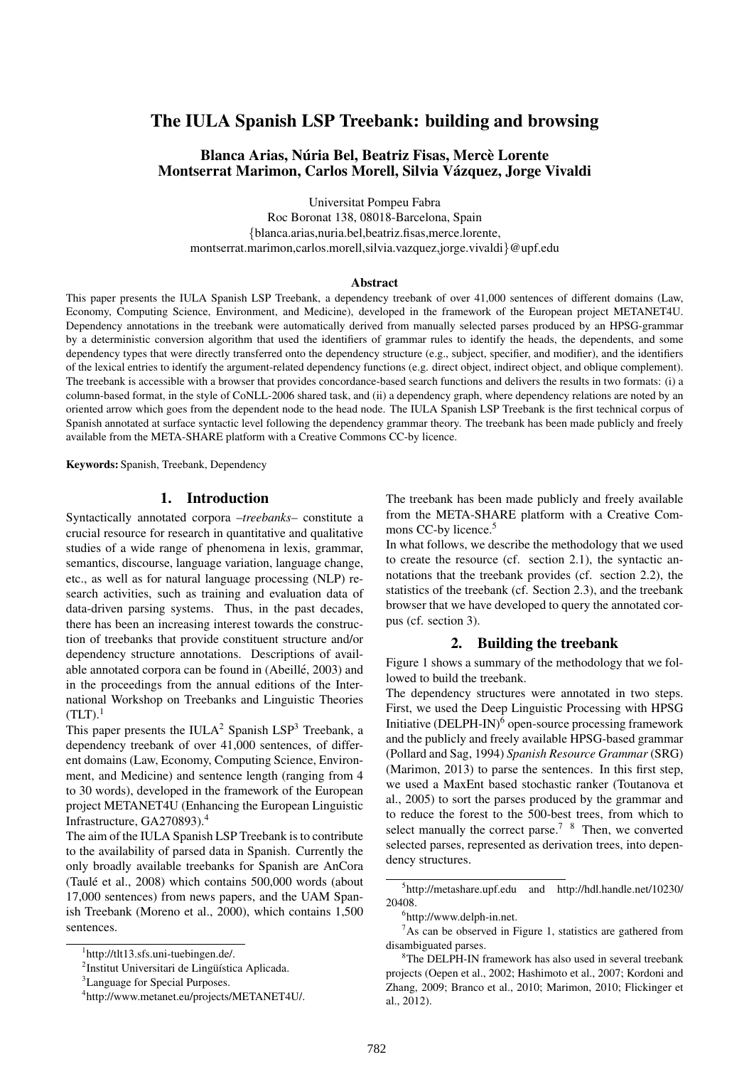# The IULA Spanish LSP Treebank: building and browsing

**Blanca Arias, Núria Bel, Beatriz Fisas, Mercè Lorente**
**Montserrat Marimon, Carlos Morell, Silvia Vázquez, Jorge Vivaldi**

Universitat Pompeu Fabra
Roc Boronat 138, 08018-Barcelona, Spain
{blanca.arias,nuria.bel,beatriz.fisas,merce.lorente,
montserrat.marimon,carlos.morell,silvia.vazquez,jorge.vivaldi}@upf.edu

### Abstract

This paper presents the IULA Spanish LSP Treebank, a dependency treebank of over 41,000 sentences of different domains (Law, Economy, Computing Science, Environment, and Medicine), developed in the framework of the European project METANET4U. Dependency annotations in the treebank were automatically derived from manually selected parses produced by an HPSG-grammar by a deterministic conversion algorithm that used the identifiers of grammar rules to identify the heads, the dependents, and some dependency types that were directly transferred onto the dependency structure (e.g., subject, specifier, and modifier), and the identifiers of the lexical entries to identify the argument-related dependency functions (e.g. direct object, indirect object, and oblique complement). The treebank is accessible with a browser that provides concordance-based search functions and delivers the results in two formats: (i) a column-based format, in the style of CoNLL-2006 shared task, and (ii) a dependency graph, where dependency relations are noted by an oriented arrow which goes from the dependent node to the head node. The IULA Spanish LSP Treebank is the first technical corpus of Spanish annotated at surface syntactic level following the dependency grammar theory. The treebank has been made publicly and freely available from the META-SHARE platform with a Creative Commons CC-by licence.

**Keywords:** Spanish, Treebank, Dependency

## 1. Introduction

Syntactically annotated corpora –*treebanks*– constitute a crucial resource for research in quantitative and qualitative studies of a wide range of phenomena in lexis, grammar, semantics, discourse, language variation, language change, etc., as well as for natural language processing (NLP) research activities, such as training and evaluation data of data-driven parsing systems. Thus, in the past decades, there has been an increasing interest towards the construction of treebanks that provide constituent structure and/or dependency structure annotations. Descriptions of available annotated corpora can be found in (Abeillé, 2003) and in the proceedings from the annual editions of the International Workshop on Treebanks and Linguistic Theories (TLT).[1]

This paper presents the IULA[2] Spanish LSP[3] Treebank, a dependency treebank of over 41,000 sentences, of different domains (Law, Economy, Computing Science, Environment, and Medicine) and sentence length (ranging from 4 to 30 words), developed in the framework of the European project METANET4U (Enhancing the European Linguistic Infrastructure, GA270893).[4]

The aim of the IULA Spanish LSP Treebank is to contribute to the availability of parsed data in Spanish. Currently the only broadly available treebanks for Spanish are AnCora (Taulé et al., 2008) which contains 500,000 words (about 17,000 sentences) from news papers, and the UAM Spanish Treebank (Moreno et al., 2000), which contains 1,500 sentences.

The treebank has been made publicly and freely available from the META-SHARE platform with a Creative Commons CC-by licence.[5]

In what follows, we describe the methodology that we used to create the resource (cf. section 2.1), the syntactic annotations that the treebank provides (cf. section 2.2), the statistics of the treebank (cf. Section 2.3), and the treebank browser that we have developed to query the annotated corpus (cf. section 3).

## 2. Building the treebank

Figure 1 shows a summary of the methodology that we followed to build the treebank.

The dependency structures were annotated in two steps. First, we used the Deep Linguistic Processing with HPSG Initiative (DELPH-IN)[6] open-source processing framework and the publicly and freely available HPSG-based grammar (Pollard and Sag, 1994) *Spanish Resource Grammar* (SRG) (Marimon, 2013) to parse the sentences. In this first step, we used a MaxEnt based stochastic ranker (Toutanova et al., 2005) to sort the parses produced by the grammar and to reduce the forest to the 500-best trees, from which to select manually the correct parse.[7] [8] Then, we converted selected parses, represented as derivation trees, into dependency structures.

---

[1] http://tlt13.sfs.uni-tuebingen.de/.

[2] Institut Universitari de Lingüística Aplicada.

[3] Language for Special Purposes.

[4] http://www.metanet.eu/projects/METANET4U/.

[5] http://metashare.upf.edu and http://hdl.handle.net/10230/20408.

[6] http://www.delph-in.net.

[7] As can be observed in Figure 1, statistics are gathered from disambiguated parses.

[8] The DELPH-IN framework has also used in several treebank projects (Oepen et al., 2002; Hashimoto et al., 2007; Kordoni and Zhang, 2009; Branco et al., 2010; Marimon, 2010; Flickinger et al., 2012).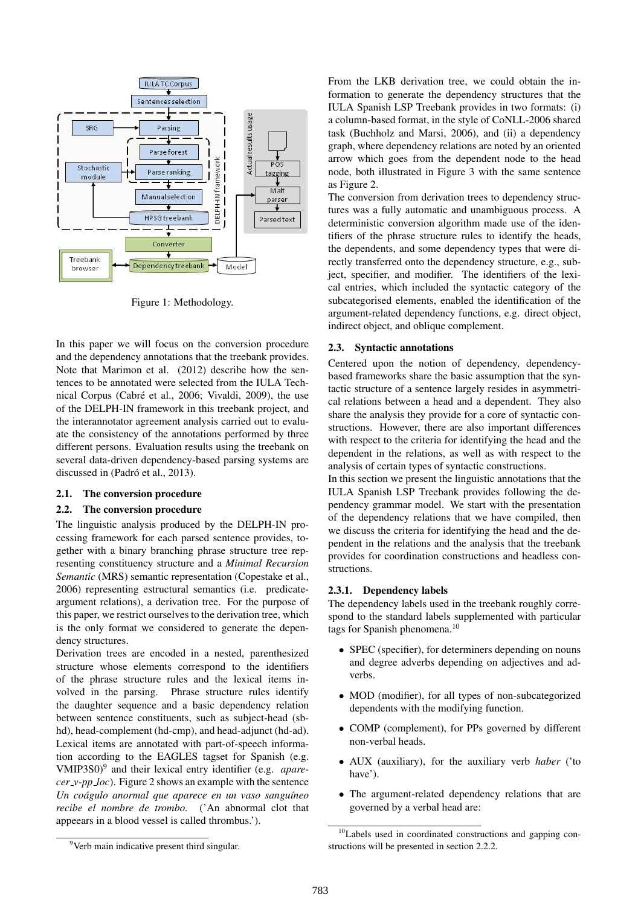Figure 1: Methodology.

In this paper we will focus on the conversion procedure and the dependency annotations that the treebank provides. Note that Marimon et al. (2012) describe how the sentences to be annotated were selected from the IULA Technical Corpus (Cabré et al., 2006; Vivaldi, 2009), the use of the DELPH-IN framework in this treebank project, and the interannotator agreement analysis carried out to evaluate the consistency of the annotations performed by three different persons. Evaluation results using the treebank on several data-driven dependency-based parsing systems are discussed in (Padró et al., 2013).

### 2.1. The conversion procedure

### 2.2. The conversion procedure

The linguistic analysis produced by the DELPH-IN processing framework for each parsed sentence provides, together with a binary branching phrase structure tree representing constituency structure and a *Minimal Recursion Semantic* (MRS) semantic representation (Copestake et al., 2006) representing estructural semantics (i.e. predicate-argument relations), a derivation tree. For the purpose of this paper, we restrict ourselves to the derivation tree, which is the only format we considered to generate the dependency structures.

Derivation trees are encoded in a nested, parenthesized structure whose elements correspond to the identifiers of the phrase structure rules and the lexical items involved in the parsing. Phrase structure rules identify the daughter sequence and a basic dependency relation between sentence constituents, such as subject-head (sb-hd), head-complement (hd-cmp), and head-adjunct (hd-ad). Lexical items are annotated with part-of-speech information according to the EAGLES tagset for Spanish (e.g. VMIP3S0)[9] and their lexical entry identifier (e.g. *aparecer_v-pp_loc*). Figure 2 shows an example with the sentence *Un coágulo anormal que aparece en un vaso sanguíneo recibe el nombre de trombo.* ('An abnormal clot that appeears in a blood vessel is called thrombus.').

[9] Verb main indicative present third singular.

From the LKB derivation tree, we could obtain the information to generate the dependency structures that the IULA Spanish LSP Treebank provides in two formats: (i) a column-based format, in the style of CoNLL-2006 shared task (Buchholz and Marsi, 2006), and (ii) a dependency graph, where dependency relations are noted by an oriented arrow which goes from the dependent node to the head node, both illustrated in Figure 3 with the same sentence as Figure 2.

The conversion from derivation trees to dependency structures was a fully automatic and unambiguous process. A deterministic conversion algorithm made use of the identifiers of the phrase structure rules to identify the heads, the dependents, and some dependency types that were directly transferred onto the dependency structure, e.g., subject, specifier, and modifier. The identifiers of the lexical entries, which included the syntactic category of the subcategorised elements, enabled the identification of the argument-related dependency functions, e.g. direct object, indirect object, and oblique complement.

### 2.3. Syntactic annotations

Centered upon the notion of dependency, dependency-based frameworks share the basic assumption that the syntactic structure of a sentence largely resides in asymmetrical relations between a head and a dependent. They also share the analysis they provide for a core of syntactic constructions. However, there are also important differences with respect to the criteria for identifying the head and the dependent in the relations, as well as with respect to the analysis of certain types of syntactic constructions.

In this section we present the linguistic annotations that the IULA Spanish LSP Treebank provides following the dependency grammar model. We start with the presentation of the dependency relations that we have compiled, then we discuss the criteria for identifying the head and the dependent in the relations and the analysis that the treebank provides for coordination constructions and headless constructions.

#### 2.3.1. Dependency labels

The dependency labels used in the treebank roughly correspond to the standard labels supplemented with particular tags for Spanish phenomena.[10]

- SPEC (specifier), for determiners depending on nouns and degree adverbs depending on adjectives and adverbs.
- MOD (modifier), for all types of non-subcategorized dependents with the modifying function.
- COMP (complement), for PPs governed by different non-verbal heads.
- AUX (auxiliary), for the auxiliary verb *haber* ('to have').
- The argument-related dependency relations that are governed by a verbal head are:

[10] Labels used in coordinated constructions and gapping constructions will be presented in section 2.2.2.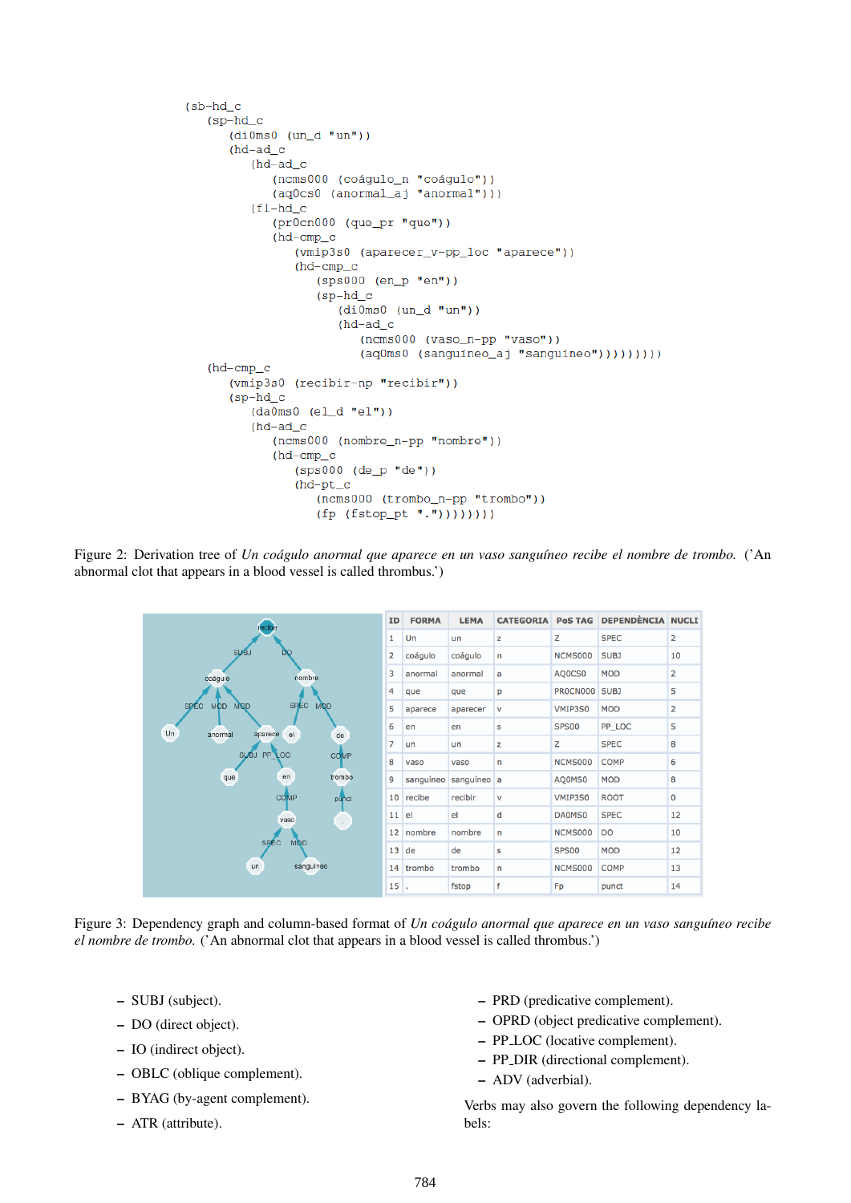```
(sb-hd_c
    (sp-hd_c
        (di0ms0 (un_d "un"))
        (hd-ad_c
            (hd-ad_c
                (ncms000 (coágulo_n "coágulo"))
                (aq0cs0 (anormal_aj "anormal")))
            (fl-hd_c
                (pr0cn000 (que_pr "que"))
                (hd-cmp_c
                    (vmip3s0 (aparecer_v-pp_loc "aparece"))
                    (hd-cmp_c
                        (sps000 (en_p "en"))
                        (sp-hd_c
                            (di0ms0 (un_d "un"))
                            (hd-ad_c
                                (ncms000 (vaso_n-pp "vaso"))
                                (aq0ms0 (sanguíneo_aj "sanguíneo"))))))))
    (hd-cmp_c
        (vmip3s0 (recibir-np "recibir"))
        (sp-hd_c
            (da0ms0 (el_d "el"))
            (hd-ad_c
                (ncms000 (nombre_n-pp "nombre"))
                (hd-cmp_c
                    (sps000 (de_p "de"))
                    (hd-pt_c
                        (ncms000 (trombo_n-pp "trombo"))
                        (fp (fstop_pt ".")))))))))
```

Figure 2: Derivation tree of *Un coágulo anormal que aparece en un vaso sanguíneo recibe el nombre de trombo.* ('An abnormal clot that appears in a blood vessel is called thrombus.')

| ID | FORMA | LEMA | CATEGORIA | PoS TAG | DEPENDÈNCIA | NUCLI |
|---|---|---|---|---|---|---|
| 1 | Un | un | z | Z | SPEC | 2 |
| 2 | coágulo | coágulo | n | NCMS000 | SUBJ | 10 |
| 3 | anormal | anormal | a | AQ0CS0 | MOD | 2 |
| 4 | que | que | p | PR0CN000 | SUBJ | 5 |
| 5 | aparece | aparecer | v | VMIP3S0 | MOD | 2 |
| 6 | en | en | s | SPS00 | PP_LOC | 5 |
| 7 | un | un | z | Z | SPEC | 8 |
| 8 | vaso | vaso | n | NCMS000 | COMP | 6 |
| 9 | sanguíneo | sanguíneo | a | AQ0MS0 | MOD | 8 |
| 10 | recibe | recibir | v | VMIP3S0 | ROOT | 0 |
| 11 | el | el | d | DA0MS0 | SPEC | 12 |
| 12 | nombre | nombre | n | NCMS000 | DO | 10 |
| 13 | de | de | s | SPS00 | MOD | 12 |
| 14 | trombo | trombo | n | NCMS000 | COMP | 13 |
| 15 | . | fstop | f | Fp | punct | 14 |

Figure 3: Dependency graph and column-based format of *Un coágulo anormal que aparece en un vaso sanguíneo recibe el nombre de trombo.* ('An abnormal clot that appears in a blood vessel is called thrombus.')

- SUBJ (subject).
- DO (direct object).
- IO (indirect object).
- OBLC (oblique complement).
- BYAG (by-agent complement).
- ATR (attribute).
- PRD (predicative complement).
- OPRD (object predicative complement).
- PP_LOC (locative complement).
- PP_DIR (directional complement).
- ADV (adverbial).

Verbs may also govern the following dependency labels: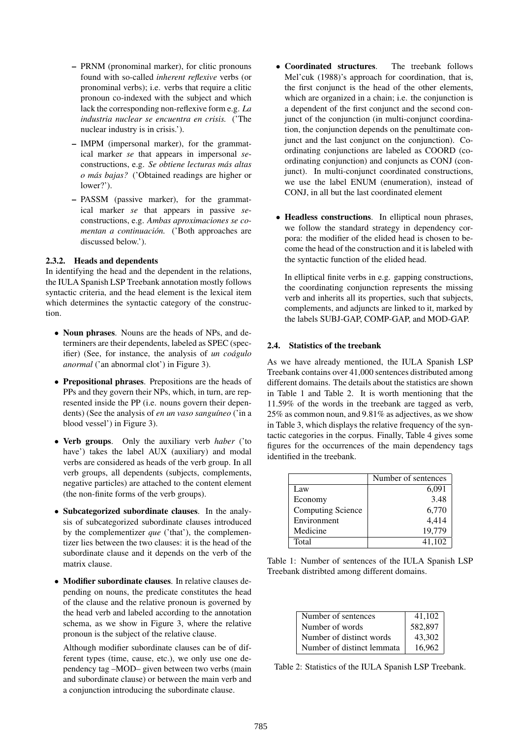– PRNM (pronominal marker), for clitic pronouns found with so-called *inherent reflexive* verbs (or pronominal verbs); i.e. verbs that require a clitic pronoun co-indexed with the subject and which lack the corresponding non-reflexive form e.g. *La industria nuclear se encuentra en crisis.* ('The nuclear industry is in crisis.').

– IMPM (impersonal marker), for the grammatical marker *se* that appears in impersonal *se*-constructions, e.g. *Se obtiene lecturas más altas o más bajas?* ('Obtained readings are higher or lower?').

– PASSM (passive marker), for the grammatical marker *se* that appears in passive *se*-constructions, e.g. *Ambas aproximaciones se comentan a continuación.* ('Both approaches are discussed below.').

#### 2.3.2. Heads and dependents

In identifying the head and the dependent in the relations, the IULA Spanish LSP Treebank annotation mostly follows syntactic criteria, and the head element is the lexical item which determines the syntactic category of the construction.

- **Noun phrases**. Nouns are the heads of NPs, and determiners are their dependents, labeled as SPEC (specifier) (See, for instance, the analysis of *un coágulo anormal* ('an abnormal clot') in Figure 3).
- **Prepositional phrases**. Prepositions are the heads of PPs and they govern their NPs, which, in turn, are represented inside the PP (i.e. nouns govern their dependents) (See the analysis of *en un vaso sanguíneo* ('in a blood vessel') in Figure 3).
- **Verb groups**. Only the auxiliary verb *haber* ('to have') takes the label AUX (auxiliary) and modal verbs are considered as heads of the verb group. In all verb groups, all dependents (subjects, complements, negative particles) are attached to the content element (the non-finite forms of the verb groups).
- **Subcategorized subordinate clauses**. In the analysis of subcategorized subordinate clauses introduced by the complementizer *que* ('that'), the complementizer lies between the two clauses: it is the head of the subordinate clause and it depends on the verb of the matrix clause.
- **Modifier subordinate clauses**. In relative clauses depending on nouns, the predicate constitutes the head of the clause and the relative pronoun is governed by the head verb and labeled according to the annotation schema, as we show in Figure 3, where the relative pronoun is the subject of the relative clause.

  Although modifier subordinate clauses can be of different types (time, cause, etc.), we only use one dependency tag –MOD– given between two verbs (main and subordinate clause) or between the main verb and a conjunction introducing the subordinate clause.
- **Coordinated structures**. The treebank follows Mel'cuk (1988)'s approach for coordination, that is, the first conjunct is the head of the other elements, which are organized in a chain; i.e. the conjunction is a dependent of the first conjunct and the second conjunct of the conjunction (in multi-conjunct coordination, the conjunction depends on the penultimate conjunct and the last conjunct on the conjunction). Coordinating conjunctions are labeled as COORD (coordinating conjunction) and conjuncts as CONJ (conjunct). In multi-conjunct coordinated constructions, we use the label ENUM (enumeration), instead of CONJ, in all but the last coordinated element
- **Headless constructions**. In elliptical noun phrases, we follow the standard strategy in dependency corpora: the modifier of the elided head is chosen to become the head of the construction and it is labeled with the syntactic function of the elided head.

  In elliptical finite verbs in e.g. gapping constructions, the coordinating conjunction represents the missing verb and inherits all its properties, such that subjects, complements, and adjuncts are linked to it, marked by the labels SUBJ-GAP, COMP-GAP, and MOD-GAP.

### 2.4. Statistics of the treebank

As we have already mentioned, the IULA Spanish LSP Treebank contains over 41,000 sentences distributed among different domains. The details about the statistics are shown in Table 1 and Table 2. It is worth mentioning that the 11.59% of the words in the treebank are tagged as verb, 25% as common noun, and 9.81% as adjectives, as we show in Table 3, which displays the relative frequency of the syntactic categories in the corpus. Finally, Table 4 gives some figures for the occurrences of the main dependency tags identified in the treebank.

| | Number of sentences |
|---|---|
| Law | 6,091 |
| Economy | 3.48 |
| Computing Science | 6,770 |
| Environment | 4,414 |
| Medicine | 19,779 |
| Total | 41,102 |

Table 1: Number of sentences of the IULA Spanish LSP Treebank distribted among different domains.

| | |
|---|---|
| Number of sentences | 41,102 |
| Number of words | 582,897 |
| Number of distinct words | 43,302 |
| Number of distinct lemmata | 16,962 |

Table 2: Statistics of the IULA Spanish LSP Treebank.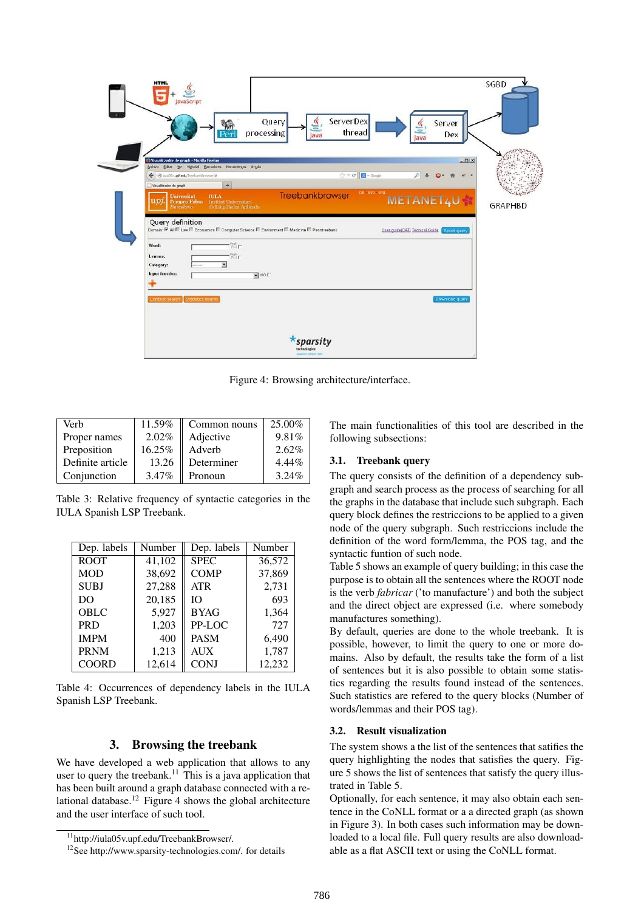Figure 4: Browsing architecture/interface.

| Verb | 11.59% | Common nouns | 25.00% |
|---|---|---|---|
| Proper names | 2.02% | Adjective | 9.81% |
| Preposition | 16.25% | Adverb | 2.62% |
| Definite article | 13.26 | Determiner | 4.44% |
| Conjunction | 3.47% | Pronoun | 3.24% |

Table 3: Relative frequency of syntactic categories in the IULA Spanish LSP Treebank.

| Dep. labels | Number | Dep. labels | Number |
|---|---|---|---|
| ROOT | 41,102 | SPEC | 36,572 |
| MOD | 38,692 | COMP | 37,869 |
| SUBJ | 27,288 | ATR | 2,731 |
| DO | 20,185 | IO | 693 |
| OBLC | 5,927 | BYAG | 1,364 |
| PRD | 1,203 | PP-LOC | 727 |
| IMPM | 400 | PASM | 6,490 |
| PRNM | 1,213 | AUX | 1,787 |
| COORD | 12,614 | CONJ | 12,232 |

Table 4: Occurrences of dependency labels in the IULA Spanish LSP Treebank.

## 3. Browsing the treebank

We have developed a web application that allows to any user to query the treebank.[11] This is a java application that has been built around a graph database connected with a relational database.[12] Figure 4 shows the global architecture and the user interface of such tool.

[11] http://iula05v.upf.edu/TreebankBrowser/.

[12] See http://www.sparsity-technologies.com/. for details

The main functionalities of this tool are described in the following subsections:

### 3.1. Treebank query

The query consists of the definition of a dependency subgraph and search process as the process of searching for all the graphs in the database that include such subgraph. Each query block defines the restriccions to be applied to a given node of the query subgraph. Such restriccions include the definition of the word form/lemma, the POS tag, and the syntactic funtion of such node.

Table 5 shows an example of query building; in this case the purpose is to obtain all the sentences where the ROOT node is the verb *fabricar* ('to manufacture') and both the subject and the direct object are expressed (i.e. where somebody manufactures something).

By default, queries are done to the whole treebank. It is possible, however, to limit the query to one or more domains. Also by default, the results take the form of a list of sentences but it is also possible to obtain some statistics regarding the results found instead of the sentences. Such statistics are refered to the query blocks (Number of words/lemmas and their POS tag).

### 3.2. Result visualization

The system shows a the list of the sentences that satifies the query highlighting the nodes that satisfies the query. Figure 5 shows the list of sentences that satisfy the query illustrated in Table 5.

Optionally, for each sentence, it may also obtain each sentence in the CoNLL format or a a directed graph (as shown in Figure 3). In both cases such information may be downloaded to a local file. Full query results are also downloadable as a flat ASCII text or using the CoNLL format.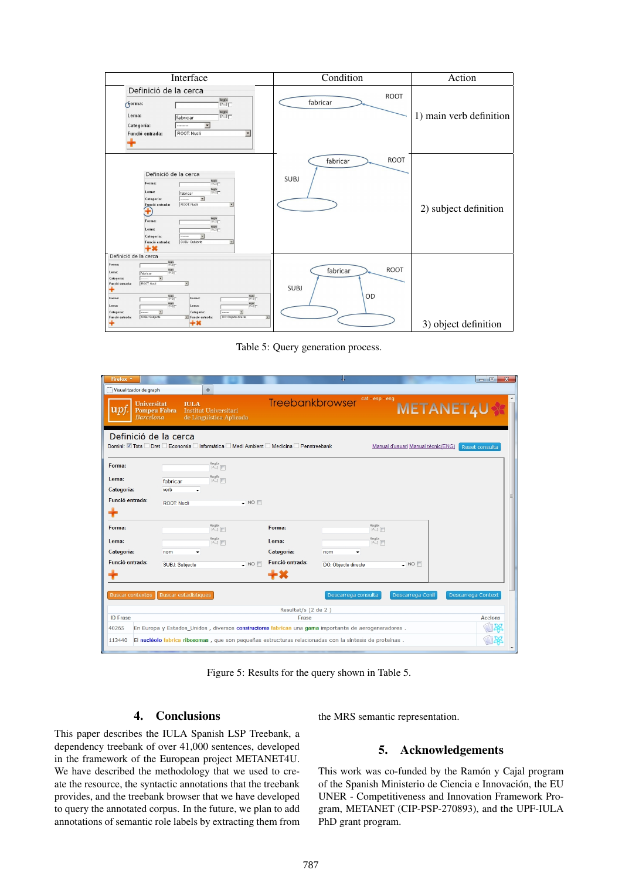| Interface | Condition | Action |
|---|---|---|
| | | 1) main verb definition |
| | | 2) subject definition |
| | | 3) object definition |

Table 5: Query generation process.

Figure 5: Results for the query shown in Table 5.

## 4. Conclusions

This paper describes the IULA Spanish LSP Treebank, a dependency treebank of over 41,000 sentences, developed in the framework of the European project METANET4U. We have described the methodology that we used to create the resource, the syntactic annotations that the treebank provides, and the treebank browser that we have developed to query the annotated corpus. In the future, we plan to add annotations of semantic role labels by extracting them from the MRS semantic representation.

## 5. Acknowledgements

This work was co-funded by the Ramón y Cajal program of the Spanish Ministerio de Ciencia e Innovación, the EU UNER - Competitiveness and Innovation Framework Program, METANET (CIP-PSP-270893), and the UPF-IULA PhD grant program.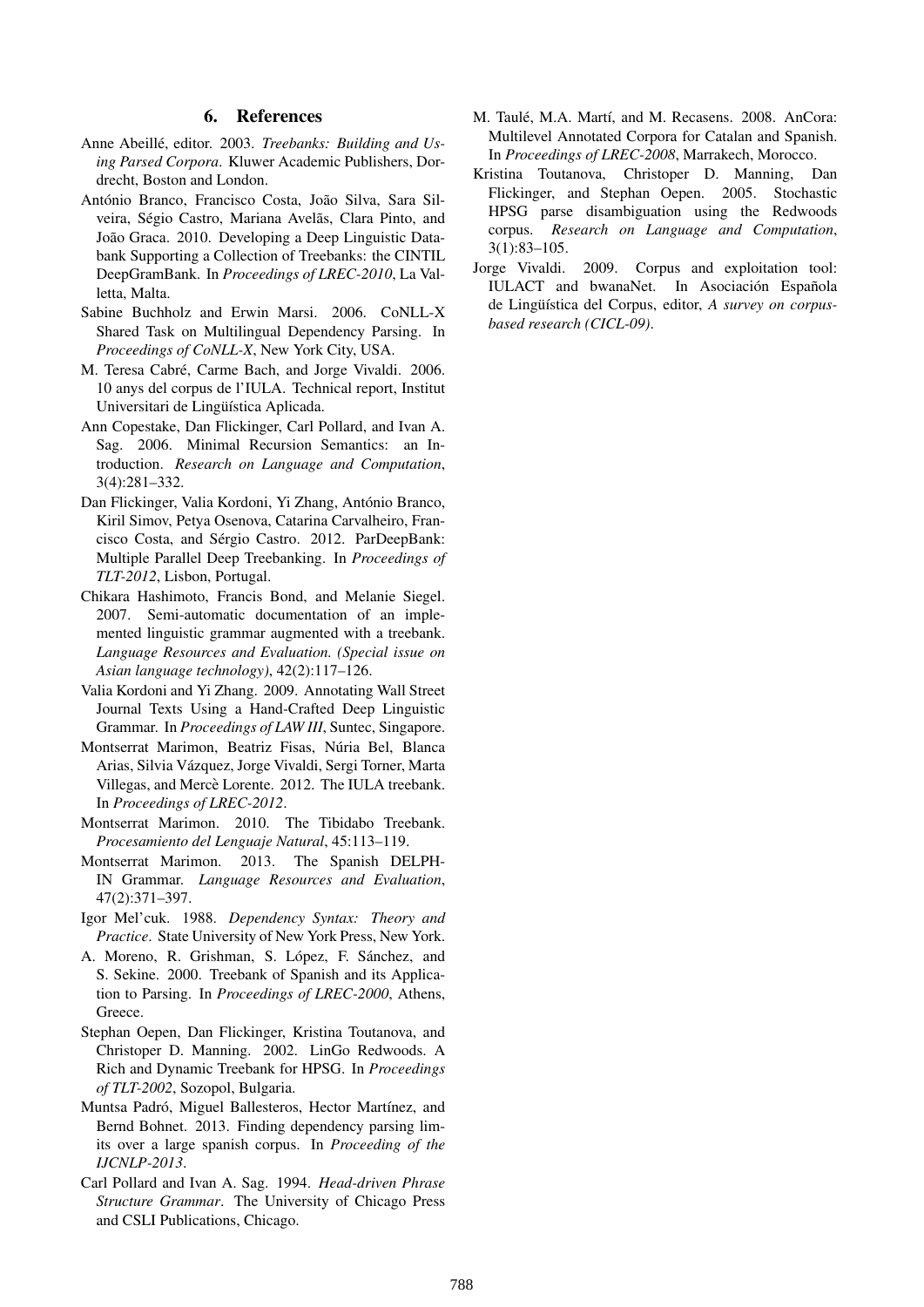## 6. References

Anne Abeillé, editor. 2003. *Treebanks: Building and Using Parsed Corpora*. Kluwer Academic Publishers, Dordrecht, Boston and London.

António Branco, Francisco Costa, João Silva, Sara Silveira, Ségio Castro, Mariana Avelãs, Clara Pinto, and João Graca. 2010. Developing a Deep Linguistic Databank Supporting a Collection of Treebanks: the CINTIL DeepGramBank. In *Proceedings of LREC-2010*, La Valletta, Malta.

Sabine Buchholz and Erwin Marsi. 2006. CoNLL-X Shared Task on Multilingual Dependency Parsing. In *Proceedings of CoNLL-X*, New York City, USA.

M. Teresa Cabré, Carme Bach, and Jorge Vivaldi. 2006. 10 anys del corpus de l'IULA. Technical report, Institut Universitari de Lingüística Aplicada.

Ann Copestake, Dan Flickinger, Carl Pollard, and Ivan A. Sag. 2006. Minimal Recursion Semantics: an Introduction. *Research on Language and Computation*, 3(4):281–332.

Dan Flickinger, Valia Kordoni, Yi Zhang, António Branco, Kiril Simov, Petya Osenova, Catarina Carvalheiro, Francisco Costa, and Sérgio Castro. 2012. ParDeepBank: Multiple Parallel Deep Treebanking. In *Proceedings of TLT-2012*, Lisbon, Portugal.

Chikara Hashimoto, Francis Bond, and Melanie Siegel. 2007. Semi-automatic documentation of an implemented linguistic grammar augmented with a treebank. *Language Resources and Evaluation. (Special issue on Asian language technology)*, 42(2):117–126.

Valia Kordoni and Yi Zhang. 2009. Annotating Wall Street Journal Texts Using a Hand-Crafted Deep Linguistic Grammar. In *Proceedings of LAW III*, Suntec, Singapore.

Montserrat Marimon, Beatriz Fisas, Núria Bel, Blanca Arias, Silvia Vázquez, Jorge Vivaldi, Sergi Torner, Marta Villegas, and Mercè Lorente. 2012. The IULA treebank. In *Proceedings of LREC-2012*.

Montserrat Marimon. 2010. The Tibidabo Treebank. *Procesamiento del Lenguaje Natural*, 45:113–119.

Montserrat Marimon. 2013. The Spanish DELPH-IN Grammar. *Language Resources and Evaluation*, 47(2):371–397.

Igor Mel'cuk. 1988. *Dependency Syntax: Theory and Practice*. State University of New York Press, New York.

A. Moreno, R. Grishman, S. López, F. Sánchez, and S. Sekine. 2000. Treebank of Spanish and its Application to Parsing. In *Proceedings of LREC-2000*, Athens, Greece.

Stephan Oepen, Dan Flickinger, Kristina Toutanova, and Christoper D. Manning. 2002. LinGo Redwoods. A Rich and Dynamic Treebank for HPSG. In *Proceedings of TLT-2002*, Sozopol, Bulgaria.

Muntsa Padró, Miguel Ballesteros, Hector Martínez, and Bernd Bohnet. 2013. Finding dependency parsing limits over a large spanish corpus. In *Proceeding of the IJCNLP-2013*.

Carl Pollard and Ivan A. Sag. 1994. *Head-driven Phrase Structure Grammar*. The University of Chicago Press and CSLI Publications, Chicago.

M. Taulé, M.A. Martí, and M. Recasens. 2008. AnCora: Multilevel Annotated Corpora for Catalan and Spanish. In *Proceedings of LREC-2008*, Marrakech, Morocco.

Kristina Toutanova, Christoper D. Manning, Dan Flickinger, and Stephan Oepen. 2005. Stochastic HPSG parse disambiguation using the Redwoods corpus. *Research on Language and Computation*, 3(1):83–105.

Jorge Vivaldi. 2009. Corpus and exploitation tool: IULACT and bwanaNet. In Asociación Española de Lingüística del Corpus, editor, *A survey on corpus-based research (CICL-09)*.